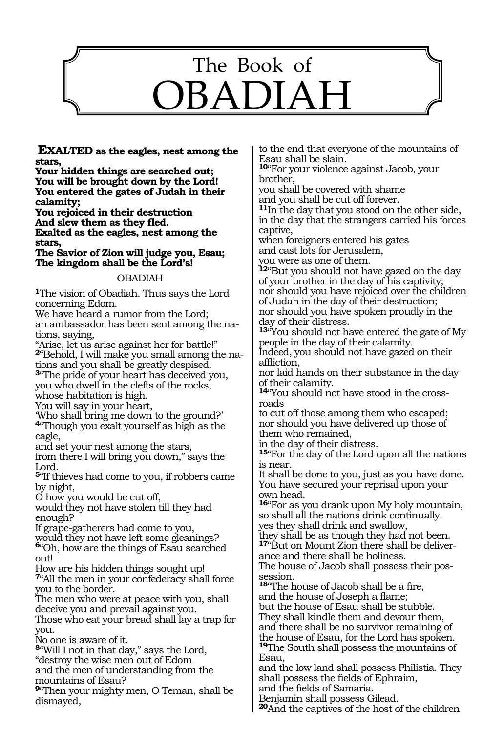# The Book of OBADIAH

**EXALTED as the eagles, nest among the stars,**
**Your hidden things are searched out;**
**You will be brought down by the Lord!**
**You entered the gates of Judah in their calamity;**
**You rejoiced in their destruction**
**And slew them as they fled.**
**Exalted as the eagles, nest among the stars,**
**The Savior of Zion will judge you, Esau;**
**The kingdom shall be the Lord's!**

OBADIAH

[1]The vision of Obadiah. Thus says the Lord concerning Edom.
We have heard a rumor from the Lord;
an ambassador has been sent among the nations, saying,
"Arise, let us arise against her for battle!"
[2]"Behold, I will make you small among the nations and you shall be greatly despised.
[3]"The pride of your heart has deceived you,
you who dwell in the clefts of the rocks,
whose habitation is high.
You will say in your heart,
'Who shall bring me down to the ground?'
[4]"Though you exalt yourself as high as the eagle,
and set your nest among the stars,
from there I will bring you down," says the Lord.
[5]"If thieves had come to you, if robbers came by night,
O how you would be cut off,
would they not have stolen till they had enough?
If grape-gatherers had come to you,
would they not have left some gleanings?
[6]"Oh, how are the things of Esau searched out!
How are his hidden things sought up!
[7]"All the men in your confederacy shall force you to the border.
The men who were at peace with you, shall deceive you and prevail against you.
Those who eat your bread shall lay a trap for you.
No one is aware of it.
[8]"Will I not in that day," says the Lord,
"destroy the wise men out of Edom
and the men of understanding from the mountains of Esau?
[9]"Then your mighty men, O Teman, shall be dismayed,
to the end that everyone of the mountains of Esau shall be slain.
[10]"For your violence against Jacob, your brother,
you shall be covered with shame
and you shall be cut off forever.
[11]In the day that you stood on the other side,
in the day that the strangers carried his forces captive,
when foreigners entered his gates
and cast lots for Jerusalem,
you were as one of them.
[12]"But you should not have gazed on the day of your brother in the day of his captivity;
nor should you have rejoiced over the children of Judah in the day of their destruction;
nor should you have spoken proudly in the day of their distress.
[13]"You should not have entered the gate of My people in the day of their calamity.
Indeed, you should not have gazed on their affliction,
nor laid hands on their substance in the day of their calamity.
[14]"You should not have stood in the crossroads
to cut off those among them who escaped;
nor should you have delivered up those of them who remained,
in the day of their distress.
[15]"For the day of the Lord upon all the nations is near.
It shall be done to you, just as you have done.
You have secured your reprisal upon your own head.
[16]"For as you drank upon My holy mountain,
so shall all the nations drink continually.
yes they shall drink and swallow,
they shall be as though they had not been.
[17]"But on Mount Zion there shall be deliverance and there shall be holiness.
The house of Jacob shall possess their possession.
[18]"The house of Jacob shall be a fire,
and the house of Joseph a flame;
but the house of Esau shall be stubble.
They shall kindle them and devour them,
and there shall be no survivor remaining of the house of Esau, for the Lord has spoken.
[19]The South shall possess the mountains of Esau,
and the low land shall possess Philistia. They shall possess the fields of Ephraim,
and the fields of Samaria.
Benjamin shall possess Gilead.
[20]And the captives of the host of the children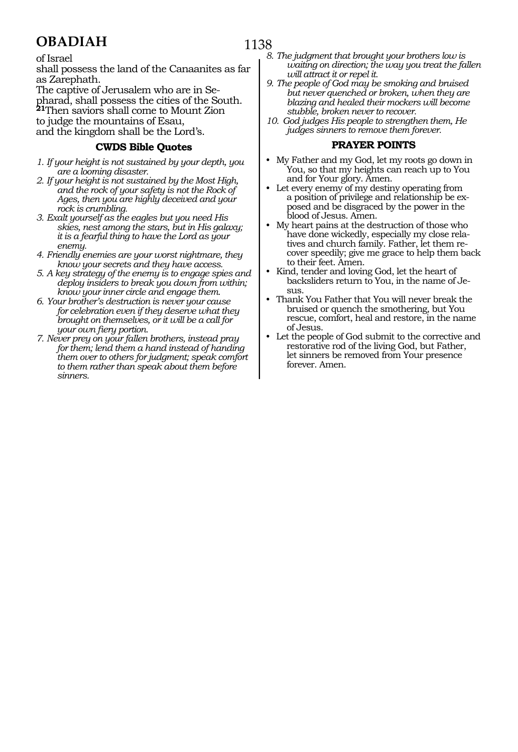of Israel
shall possess the land of the Canaanites as far as Zarephath.
The captive of Jerusalem who are in Sepharad, shall possess the cities of the South.
21Then saviors shall come to Mount Zion
to judge the mountains of Esau,
and the kingdom shall be the Lord's.

### CWDS Bible Quotes

1. *If your height is not sustained by your depth, you are a looming disaster.*
2. *If your height is not sustained by the Most High, and the rock of your safety is not the Rock of Ages, then you are highly deceived and your rock is crumbling.*
3. *Exalt yourself as the eagles but you need His skies, nest among the stars, but in His galaxy; it is a fearful thing to have the Lord as your enemy.*
4. *Friendly enemies are your worst nightmare, they know your secrets and they have access.*
5. *A key strategy of the enemy is to engage spies and deploy insiders to break you down from within; know your inner circle and engage them.*
6. *Your brother's destruction is never your cause for celebration even if they deserve what they brought on themselves, or it will be a call for your own fiery portion.*
7. *Never prey on your fallen brothers, instead pray for them; lend them a hand instead of handing them over to others for judgment; speak comfort to them rather than speak about them before sinners.*
8. *The judgment that brought your brothers low is waiting on direction; the way you treat the fallen will attract it or repel it.*
9. *The people of God may be smoking and bruised but never quenched or broken, when they are blazing and healed their mockers will become stubble, broken never to recover.*
10. *God judges His people to strengthen them, He judges sinners to remove them forever.*

### PRAYER POINTS

- My Father and my God, let my roots go down in You, so that my heights can reach up to You and for Your glory. Amen.
- Let every enemy of my destiny operating from a position of privilege and relationship be exposed and be disgraced by the power in the blood of Jesus. Amen.
- My heart pains at the destruction of those who have done wickedly, especially my close relatives and church family. Father, let them recover speedily; give me grace to help them back to their feet. Amen.
- Kind, tender and loving God, let the heart of backsliders return to You, in the name of Jesus.
- Thank You Father that You will never break the bruised or quench the smothering, but You rescue, comfort, heal and restore, in the name of Jesus.
- Let the people of God submit to the corrective and restorative rod of the living God, but Father, let sinners be removed from Your presence forever. Amen.